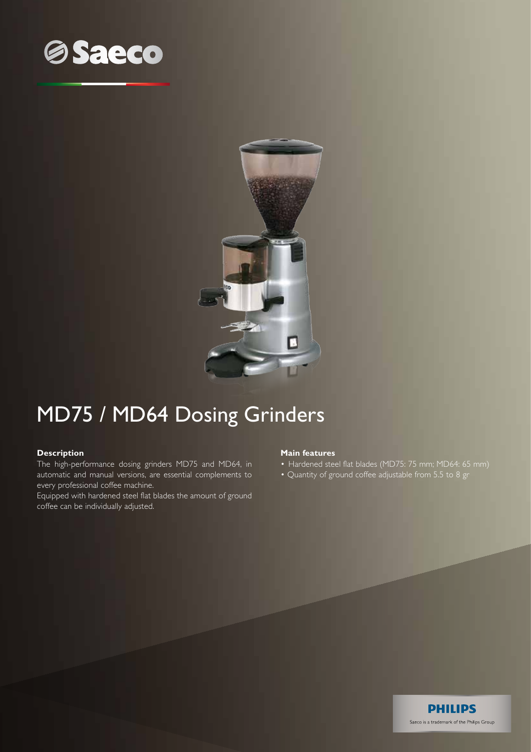# Saeco

## MD75 / MD64 Dosing Grinders

### Description

The high-performance dosing grinders MD75 and MD64, in automatic and manual versions, are essential complements to every professional coffee machine.

Equipped with hardened steel flat blades the amount of ground coffee can be individually adjusted.

### Main features

- Hardened steel flat blades (MD75: 75 mm; MD64: 65 mm)
- Quantity of ground coffee adjustable from 5.5 to 8 gr

PHILIPS

Saeco is a trademark of the Philips Group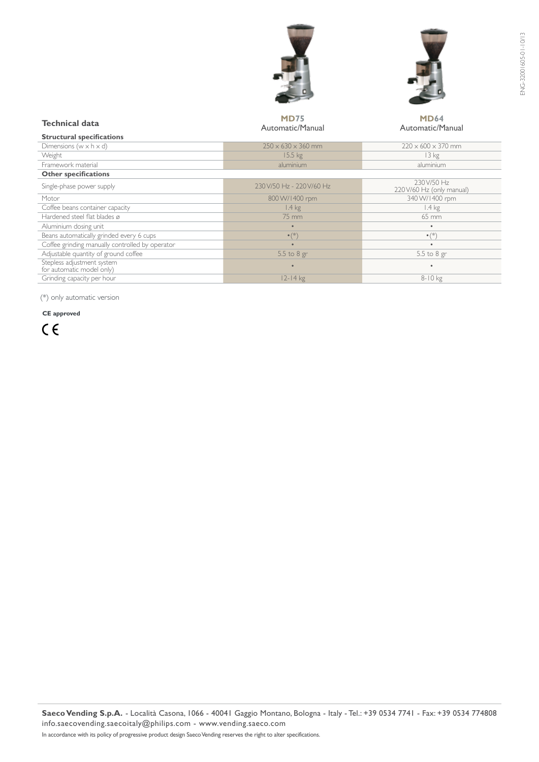## Technical data

| | MD75 Automatic/Manual | MD64 Automatic/Manual |
|---|---|---|
| **Structural specifications** | | |
| Dimensions (w x h x d) | 250 x 630 x 360 mm | 220 x 600 x 370 mm |
| Weight | 15.5 kg | 13 kg |
| Framework material | aluminium | aluminium |
| **Other specifications** | | |
| Single-phase power supply | 230 V/50 Hz - 220 V/60 Hz | 230 V/50 Hz 220 V/60 Hz (only manual) |
| Motor | 800 W/1400 rpm | 340 W/1400 rpm |
| Coffee beans container capacity | 1.4 kg | 1.4 kg |
| Hardened steel flat blades ø | 75 mm | 65 mm |
| Aluminium dosing unit | • | • |
| Beans automatically grinded every 6 cups | •(*) | •(*) |
| Coffee grinding manually controlled by operator | • | • |
| Adjustable quantity of ground coffee | 5.5 to 8 gr | 5.5 to 8 gr |
| Stepless adjustment system for automatic model only) | • | • |
| Grinding capacity per hour | 12-14 kg | 8-10 kg |

(*) only automatic version

**CE approved**

CE

ENG-32001605-01-10/13

**Saeco Vending S.p.A.** - Località Casona, 1066 - 40041 Gaggio Montano, Bologna - Italy - Tel.: +39 0534 7741 - Fax: +39 0534 774808
info.saecovending.saecoitaly@philips.com - www.vending.saeco.com

In accordance with its policy of progressive product design Saeco Vending reserves the right to alter specifications.